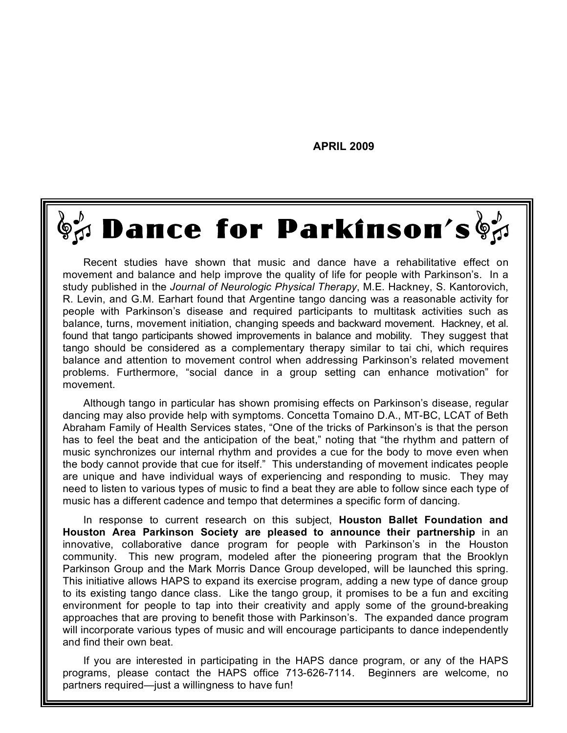**APRIL 2009**

# Dance for Parkinson's

Recent studies have shown that music and dance have a rehabilitative effect on movement and balance and help improve the quality of life for people with Parkinson's. In a study published in the *Journal of Neurologic Physical Therapy*, M.E. Hackney, S. Kantorovich, R. Levin, and G.M. Earhart found that Argentine tango dancing was a reasonable activity for people with Parkinson's disease and required participants to multitask activities such as balance, turns, movement initiation, changing speeds and backward movement. Hackney, et al. found that tango participants showed improvements in balance and mobility. They suggest that tango should be considered as a complementary therapy similar to tai chi, which requires balance and attention to movement control when addressing Parkinson's related movement problems. Furthermore, "social dance in a group setting can enhance motivation" for movement.

Although tango in particular has shown promising effects on Parkinson's disease, regular dancing may also provide help with symptoms. Concetta Tomaino D.A., MT-BC, LCAT of Beth Abraham Family of Health Services states, "One of the tricks of Parkinson's is that the person has to feel the beat and the anticipation of the beat," noting that "the rhythm and pattern of music synchronizes our internal rhythm and provides a cue for the body to move even when the body cannot provide that cue for itself." This understanding of movement indicates people are unique and have individual ways of experiencing and responding to music. They may need to listen to various types of music to find a beat they are able to follow since each type of music has a different cadence and tempo that determines a specific form of dancing.

In response to current research on this subject, **Houston Ballet Foundation and Houston Area Parkinson Society are pleased to announce their partnership** in an innovative, collaborative dance program for people with Parkinson's in the Houston community. This new program, modeled after the pioneering program that the Brooklyn Parkinson Group and the Mark Morris Dance Group developed, will be launched this spring. This initiative allows HAPS to expand its exercise program, adding a new type of dance group to its existing tango dance class. Like the tango group, it promises to be a fun and exciting environment for people to tap into their creativity and apply some of the ground-breaking approaches that are proving to benefit those with Parkinson's. The expanded dance program will incorporate various types of music and will encourage participants to dance independently and find their own beat.

If you are interested in participating in the HAPS dance program, or any of the HAPS programs, please contact the HAPS office 713-626-7114. Beginners are welcome, no partners required—just a willingness to have fun!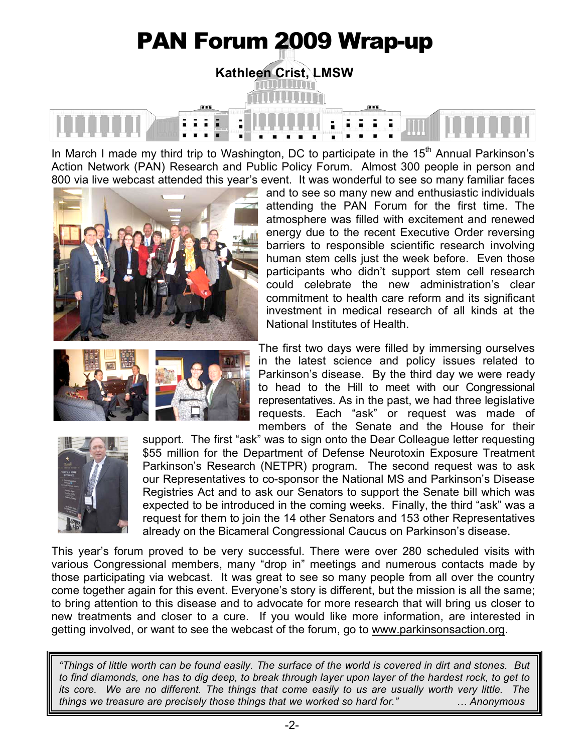# PAN Forum 2009 Wrap-up

**Kathleen Crist, LMSW**

In March I made my third trip to Washington, DC to participate in the 15th Annual Parkinson's Action Network (PAN) Research and Public Policy Forum. Almost 300 people in person and 800 via live webcast attended this year's event. It was wonderful to see so many familiar faces and to see so many new and enthusiastic individuals attending the PAN Forum for the first time. The atmosphere was filled with excitement and renewed energy due to the recent Executive Order reversing barriers to responsible scientific research involving human stem cells just the week before. Even those participants who didn't support stem cell research could celebrate the new administration's clear commitment to health care reform and its significant investment in medical research of all kinds at the National Institutes of Health.

The first two days were filled by immersing ourselves in the latest science and policy issues related to Parkinson's disease. By the third day we were ready to head to the Hill to meet with our Congressional representatives. As in the past, we had three legislative requests. Each "ask" or request was made of members of the Senate and the House for their support. The first "ask" was to sign onto the Dear Colleague letter requesting $55 million for the Department of Defense Neurotoxin Exposure Treatment Parkinson's Research (NETPR) program. The second request was to ask our Representatives to co-sponsor the National MS and Parkinson's Disease Registries Act and to ask our Senators to support the Senate bill which was expected to be introduced in the coming weeks. Finally, the third "ask" was a request for them to join the 14 other Senators and 153 other Representatives already on the Bicameral Congressional Caucus on Parkinson's disease.

This year's forum proved to be very successful. There were over 280 scheduled visits with various Congressional members, many "drop in" meetings and numerous contacts made by those participating via webcast. It was great to see so many people from all over the country come together again for this event. Everyone's story is different, but the mission is all the same; to bring attention to this disease and to advocate for more research that will bring us closer to new treatments and closer to a cure. If you would like more information, are interested in getting involved, or want to see the webcast of the forum, go to www.parkinsonsaction.org.

*"Things of little worth can be found easily. The surface of the world is covered in dirt and stones. But to find diamonds, one has to dig deep, to break through layer upon layer of the hardest rock, to get to its core. We are no different. The things that come easily to us are usually worth very little. The things we treasure are precisely those things that we worked so hard for."* … Anonymous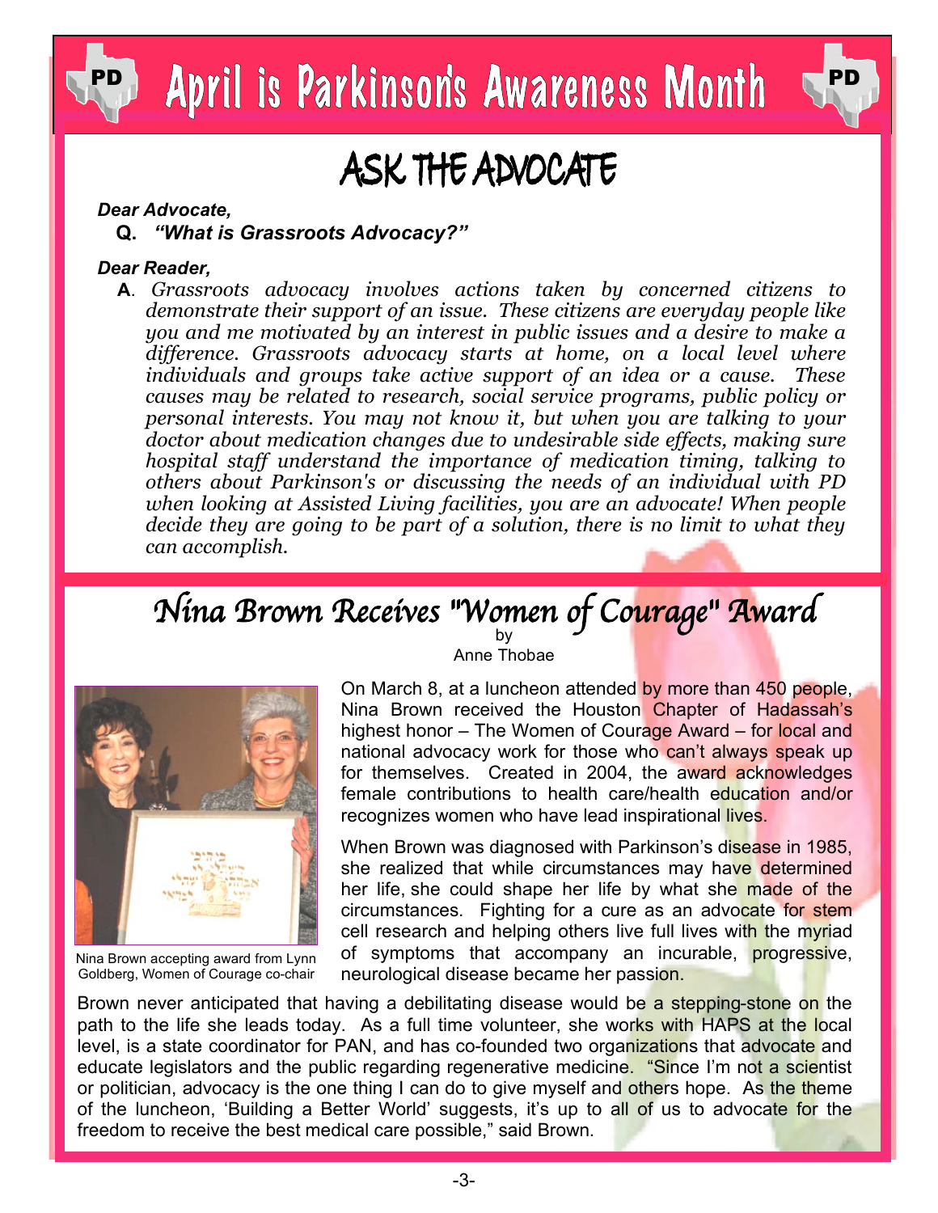# April is Parkinson's Awareness Month

## ASK THE ADVOCATE

***Dear Advocate,***

**Q.** ***"What is Grassroots Advocacy?"***

***Dear Reader,***

**A**. *Grassroots advocacy involves actions taken by concerned citizens to demonstrate their support of an issue. These citizens are everyday people like you and me motivated by an interest in public issues and a desire to make a difference. Grassroots advocacy starts at home, on a local level where individuals and groups take active support of an idea or a cause. These causes may be related to research, social service programs, public policy or personal interests. You may not know it, but when you are talking to your doctor about medication changes due to undesirable side effects, making sure hospital staff understand the importance of medication timing, talking to others about Parkinson's or discussing the needs of an individual with PD when looking at Assisted Living facilities, you are an advocate! When people decide they are going to be part of a solution, there is no limit to what they can accomplish.*

## *Nina Brown Receives "Women of Courage" Award*

by
Anne Thobae

Nina Brown accepting award from Lynn Goldberg, Women of Courage co-chair

On March 8, at a luncheon attended by more than 450 people, Nina Brown received the Houston Chapter of Hadassah's highest honor – The Women of Courage Award – for local and national advocacy work for those who can't always speak up for themselves. Created in 2004, the award acknowledges female contributions to health care/health education and/or recognizes women who have lead inspirational lives.

When Brown was diagnosed with Parkinson's disease in 1985, she realized that while circumstances may have determined her life, she could shape her life by what she made of the circumstances. Fighting for a cure as an advocate for stem cell research and helping others live full lives with the myriad of symptoms that accompany an incurable, progressive, neurological disease became her passion.

Brown never anticipated that having a debilitating disease would be a stepping-stone on the path to the life she leads today. As a full time volunteer, she works with HAPS at the local level, is a state coordinator for PAN, and has co-founded two organizations that advocate and educate legislators and the public regarding regenerative medicine. "Since I'm not a scientist or politician, advocacy is the one thing I can do to give myself and others hope. As the theme of the luncheon, 'Building a Better World' suggests, it's up to all of us to advocate for the freedom to receive the best medical care possible," said Brown.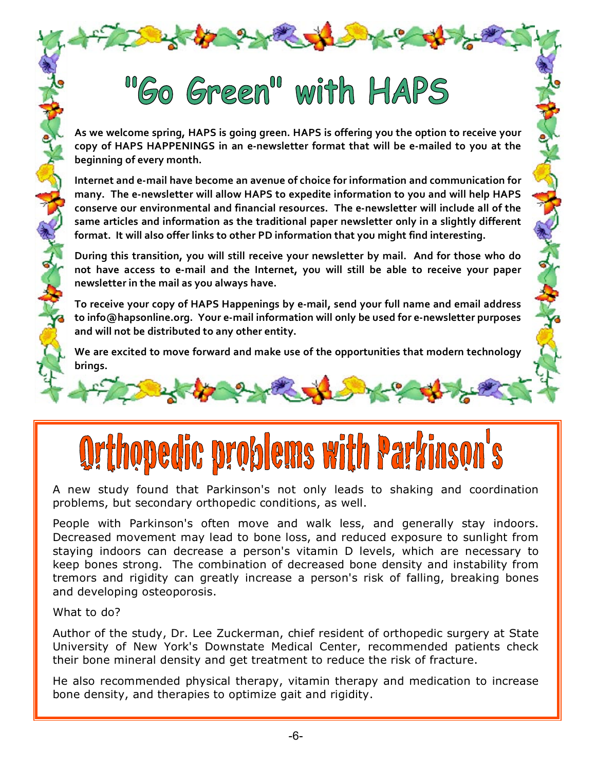# "Go Green" with HAPS

**As we welcome spring, HAPS is going green. HAPS is offering you the option to receive your copy of HAPS HAPPENINGS in an e-newsletter format that will be e-mailed to you at the beginning of every month.**

**Internet and e-mail have become an avenue of choice for information and communication for many. The e-newsletter will allow HAPS to expedite information to you and will help HAPS conserve our environmental and financial resources. The e-newsletter will include all of the same articles and information as the traditional paper newsletter only in a slightly different format. It will also offer links to other PD information that you might find interesting.**

**During this transition, you will still receive your newsletter by mail. And for those who do not have access to e-mail and the Internet, you will still be able to receive your paper newsletter in the mail as you always have.**

**To receive your copy of HAPS Happenings by e-mail, send your full name and email address to info@hapsonline.org. Your e-mail information will only be used for e-newsletter purposes and will not be distributed to any other entity.**

**We are excited to move forward and make use of the opportunities that modern technology brings.**

# Orthopedic problems with Parkinson's

A new study found that Parkinson's not only leads to shaking and coordination problems, but secondary orthopedic conditions, as well.

People with Parkinson's often move and walk less, and generally stay indoors. Decreased movement may lead to bone loss, and reduced exposure to sunlight from staying indoors can decrease a person's vitamin D levels, which are necessary to keep bones strong. The combination of decreased bone density and instability from tremors and rigidity can greatly increase a person's risk of falling, breaking bones and developing osteoporosis.

What to do?

Author of the study, Dr. Lee Zuckerman, chief resident of orthopedic surgery at State University of New York's Downstate Medical Center, recommended patients check their bone mineral density and get treatment to reduce the risk of fracture.

He also recommended physical therapy, vitamin therapy and medication to increase bone density, and therapies to optimize gait and rigidity.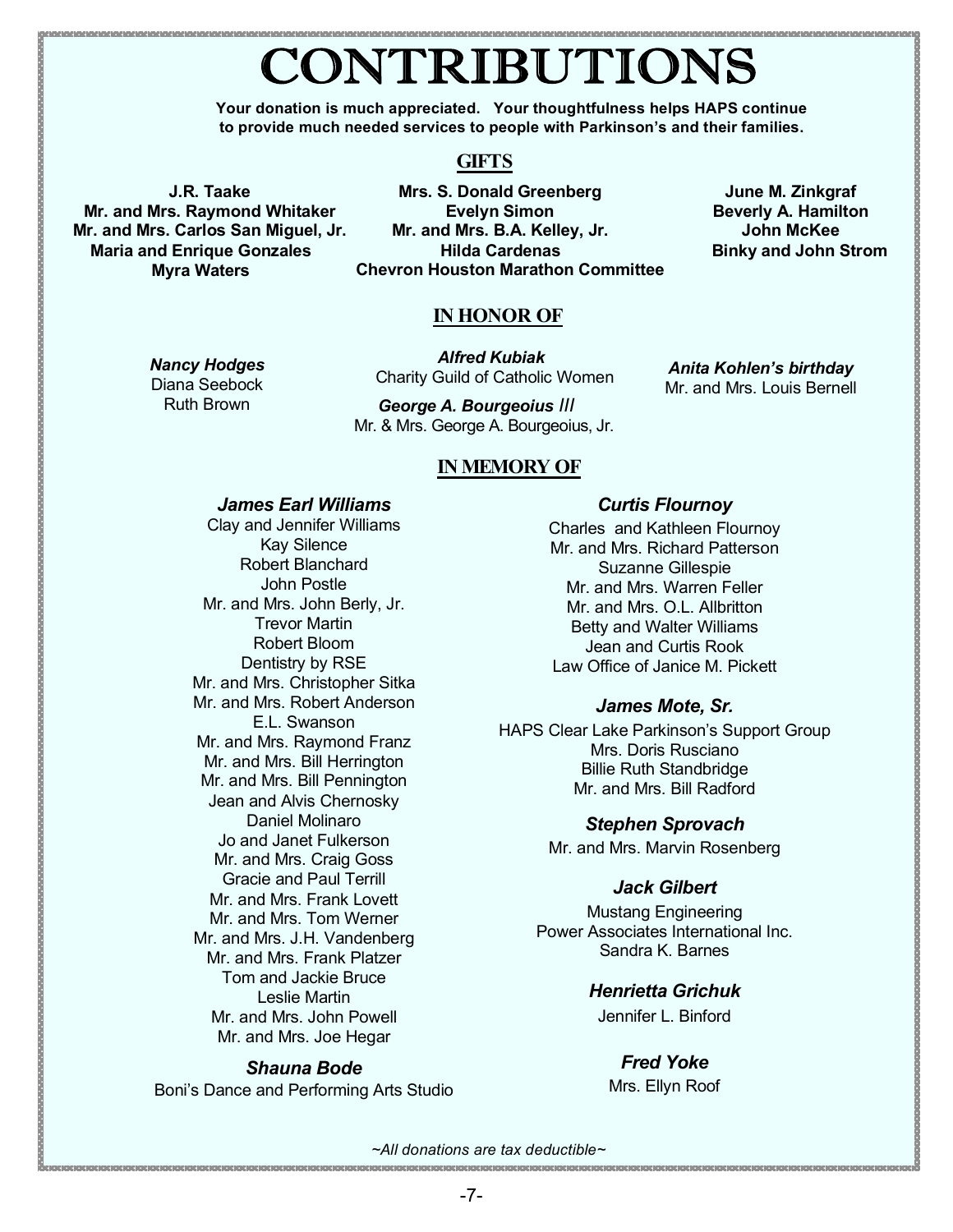# CONTRIBUTIONS

**Your donation is much appreciated. Your thoughtfulness helps HAPS continue to provide much needed services to people with Parkinson's and their families.**

## GIFTS

**J.R. Taake**
**Mr. and Mrs. Raymond Whitaker**
**Mr. and Mrs. Carlos San Miguel, Jr.**
**Maria and Enrique Gonzales**
**Myra Waters**
**Mrs. S. Donald Greenberg**
**Evelyn Simon**
**Mr. and Mrs. B.A. Kelley, Jr.**
**Hilda Cardenas**
**Chevron Houston Marathon Committee**
**June M. Zinkgraf**
**Beverly A. Hamilton**
**John McKee**
**Binky and John Strom**

## IN HONOR OF

***Nancy Hodges***
Diana Seebock
Ruth Brown

***Alfred Kubiak***
Charity Guild of Catholic Women

***George A. Bourgeoius III***
Mr. & Mrs. George A. Bourgeoius, Jr.

***Anita Kohlen's birthday***
Mr. and Mrs. Louis Bernell

## IN MEMORY OF

***James Earl Williams***
Clay and Jennifer Williams
Kay Silence
Robert Blanchard
John Postle
Mr. and Mrs. John Berly, Jr.
Trevor Martin
Robert Bloom
Dentistry by RSE
Mr. and Mrs. Christopher Sitka
Mr. and Mrs. Robert Anderson
E.L. Swanson
Mr. and Mrs. Raymond Franz
Mr. and Mrs. Bill Herrington
Mr. and Mrs. Bill Pennington
Jean and Alvis Chernosky
Daniel Molinaro
Jo and Janet Fulkerson
Mr. and Mrs. Craig Goss
Gracie and Paul Terrill
Mr. and Mrs. Frank Lovett
Mr. and Mrs. Tom Werner
Mr. and Mrs. J.H. Vandenberg
Mr. and Mrs. Frank Platzer
Tom and Jackie Bruce
Leslie Martin
Mr. and Mrs. John Powell
Mr. and Mrs. Joe Hegar

***Shauna Bode***
Boni's Dance and Performing Arts Studio

***Curtis Flournoy***
Charles and Kathleen Flournoy
Mr. and Mrs. Richard Patterson
Suzanne Gillespie
Mr. and Mrs. Warren Feller
Mr. and Mrs. O.L. Allbritton
Betty and Walter Williams
Jean and Curtis Rook
Law Office of Janice M. Pickett

***James Mote, Sr.***
HAPS Clear Lake Parkinson's Support Group
Mrs. Doris Rusciano
Billie Ruth Standbridge
Mr. and Mrs. Bill Radford

***Stephen Sprovach***
Mr. and Mrs. Marvin Rosenberg

***Jack Gilbert***
Mustang Engineering
Power Associates International Inc.
Sandra K. Barnes

***Henrietta Grichuk***
Jennifer L. Binford

***Fred Yoke***
Mrs. Ellyn Roof

*~All donations are tax deductible~*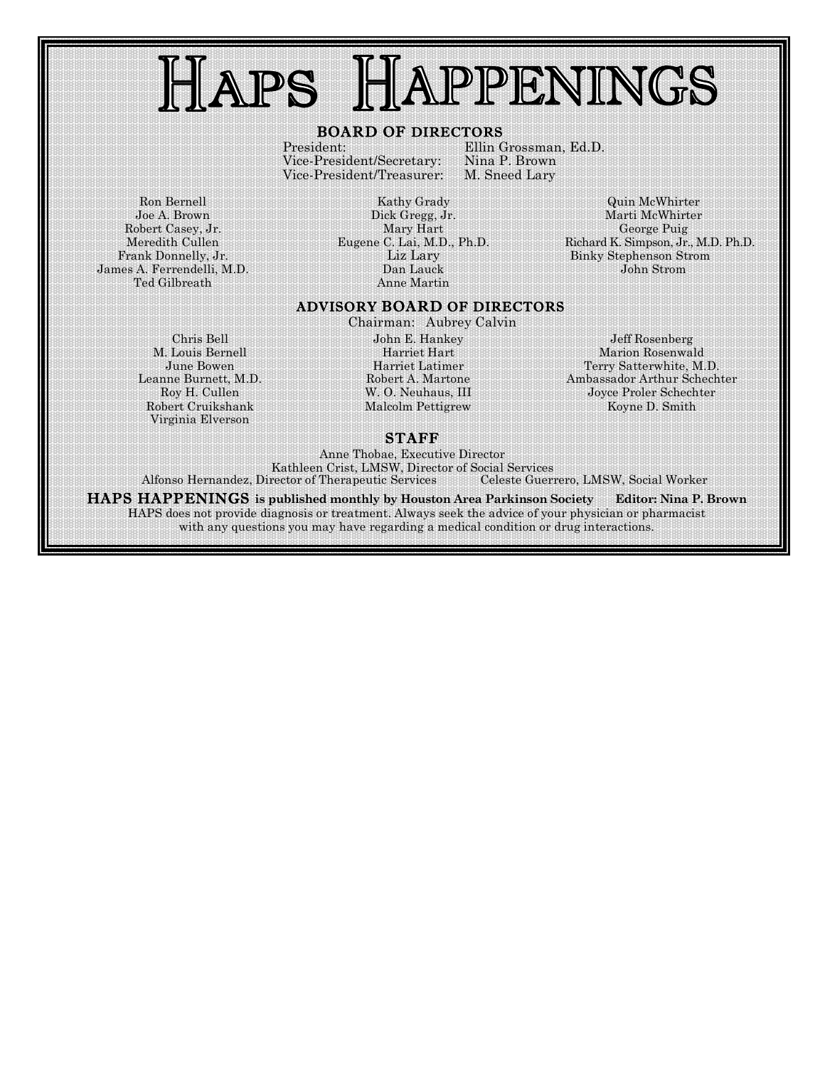# HAPS HAPPENINGS

## BOARD OF DIRECTORS

President: Ellin Grossman, Ed.D.
Vice-President/Secretary: Nina P. Brown
Vice-President/Treasurer: M. Sneed Lary

Ron Bernell
Joe A. Brown
Robert Casey, Jr.
Meredith Cullen
Frank Donnelly, Jr.
James A. Ferrendelli, M.D.
Ted Gilbreath

Kathy Grady
Dick Gregg, Jr.
Mary Hart
Eugene C. Lai, M.D., Ph.D.
Liz Lary
Dan Lauck
Anne Martin

Quin McWhirter
Marti McWhirter
George Puig
Richard K. Simpson, Jr., M.D. Ph.D.
Binky Stephenson Strom
John Strom

## ADVISORY BOARD OF DIRECTORS

Chairman: Aubrey Calvin

Chris Bell
M. Louis Bernell
June Bowen
Leanne Burnett, M.D.
Roy H. Cullen
Robert Cruikshank
Virginia Elverson

John E. Hankey
Harriet Hart
Harriet Latimer
Robert A. Martone
W. O. Neuhaus, III
Malcolm Pettigrew

Jeff Rosenberg
Marion Rosenwald
Terry Satterwhite, M.D.
Ambassador Arthur Schechter
Joyce Proler Schechter
Koyne D. Smith

## STAFF

Anne Thobae, Executive Director
Kathleen Crist, LMSW, Director of Social Services
Alfonso Hernandez, Director of Therapeutic Services
Celeste Guerrero, LMSW, Social Worker

**HAPS HAPPENINGS is published monthly by Houston Area Parkinson Society** **Editor: Nina P. Brown**

HAPS does not provide diagnosis or treatment. Always seek the advice of your physician or pharmacist with any questions you may have regarding a medical condition or drug interactions.